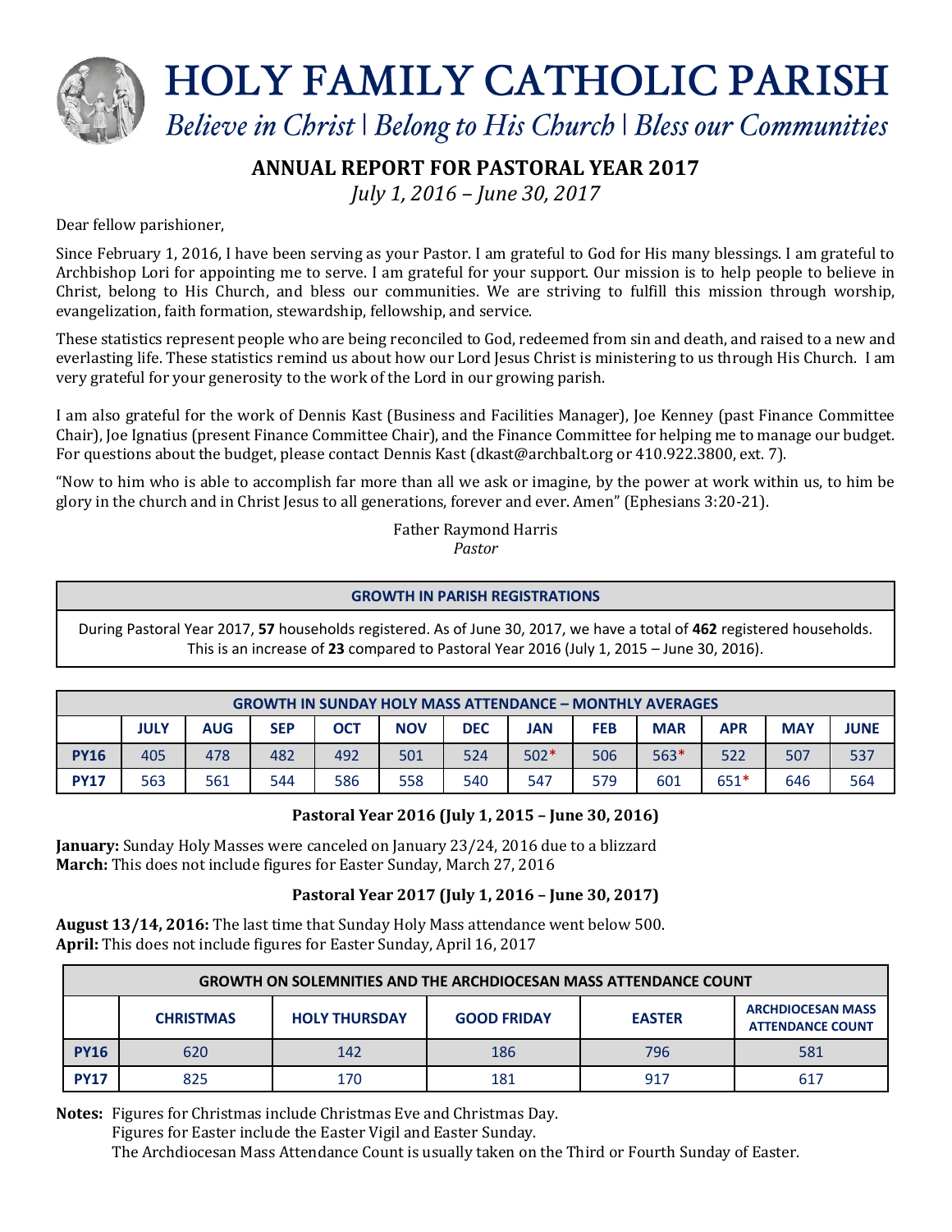# HOLY FAMILY CATHOLIC PARISH

*Believe in Christ | Belong to His Church | Bless our Communities*

## ANNUAL REPORT FOR PASTORAL YEAR 2017

*July 1, 2016 – June 30, 2017*

Dear fellow parishioner,

Since February 1, 2016, I have been serving as your Pastor. I am grateful to God for His many blessings. I am grateful to Archbishop Lori for appointing me to serve. I am grateful for your support. Our mission is to help people to believe in Christ, belong to His Church, and bless our communities. We are striving to fulfill this mission through worship, evangelization, faith formation, stewardship, fellowship, and service.

These statistics represent people who are being reconciled to God, redeemed from sin and death, and raised to a new and everlasting life. These statistics remind us about how our Lord Jesus Christ is ministering to us through His Church. I am very grateful for your generosity to the work of the Lord in our growing parish.

I am also grateful for the work of Dennis Kast (Business and Facilities Manager), Joe Kenney (past Finance Committee Chair), Joe Ignatius (present Finance Committee Chair), and the Finance Committee for helping me to manage our budget. For questions about the budget, please contact Dennis Kast (dkast@archbalt.org or 410.922.3800, ext. 7).

"Now to him who is able to accomplish far more than all we ask or imagine, by the power at work within us, to him be glory in the church and in Christ Jesus to all generations, forever and ever. Amen" (Ephesians 3:20-21).

Father Raymond Harris
*Pastor*

### GROWTH IN PARISH REGISTRATIONS

During Pastoral Year 2017, **57** households registered. As of June 30, 2017, we have a total of **462** registered households. This is an increase of **23** compared to Pastoral Year 2016 (July 1, 2015 – June 30, 2016).

### GROWTH IN SUNDAY HOLY MASS ATTENDANCE – MONTHLY AVERAGES

| | JULY | AUG | SEP | OCT | NOV | DEC | JAN | FEB | MAR | APR | MAY | JUNE |
|---|---|---|---|---|---|---|---|---|---|---|---|---|
| **PY16** | 405 | 478 | 482 | 492 | 501 | 524 | 502* | 506 | 563* | 522 | 507 | 537 |
| **PY17** | 563 | 561 | 544 | 586 | 558 | 540 | 547 | 579 | 601 | 651* | 646 | 564 |

**Pastoral Year 2016 (July 1, 2015 – June 30, 2016)**

**January:** Sunday Holy Masses were canceled on January 23/24, 2016 due to a blizzard
**March:** This does not include figures for Easter Sunday, March 27, 2016

**Pastoral Year 2017 (July 1, 2016 – June 30, 2017)**

**August 13/14, 2016:** The last time that Sunday Holy Mass attendance went below 500.
**April:** This does not include figures for Easter Sunday, April 16, 2017

### GROWTH ON SOLEMNITIES AND THE ARCHDIOCESAN MASS ATTENDANCE COUNT

| | CHRISTMAS | HOLY THURSDAY | GOOD FRIDAY | EASTER | ARCHDIOCESAN MASS ATTENDANCE COUNT |
|---|---|---|---|---|---|
| **PY16** | 620 | 142 | 186 | 796 | 581 |
| **PY17** | 825 | 170 | 181 | 917 | 617 |

**Notes:** Figures for Christmas include Christmas Eve and Christmas Day.
Figures for Easter include the Easter Vigil and Easter Sunday.
The Archdiocesan Mass Attendance Count is usually taken on the Third or Fourth Sunday of Easter.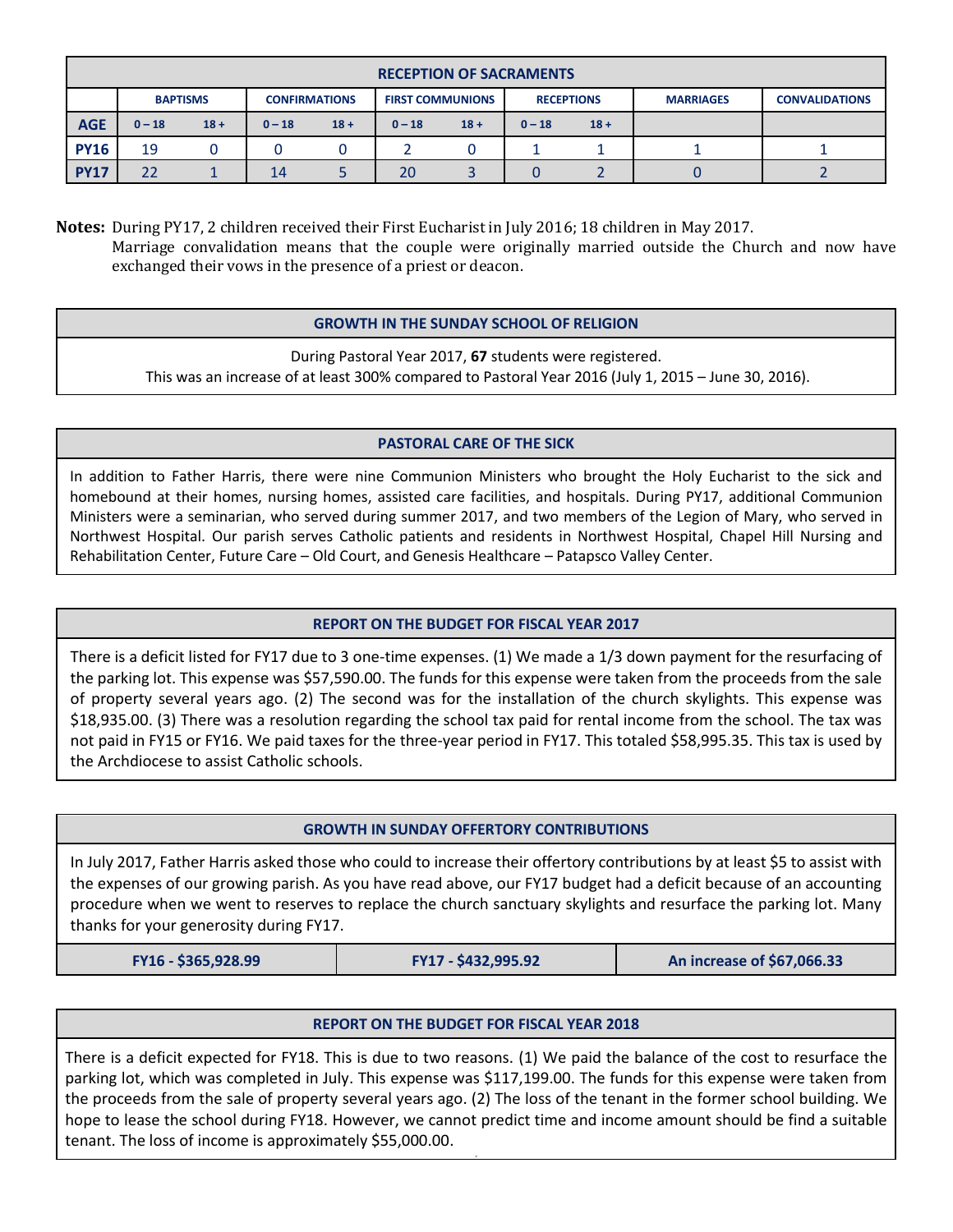| RECEPTION OF SACRAMENTS | | | | | | | | | | |
|---|---|---|---|---|---|---|---|---|---|---|
| | BAPTISMS | | CONFIRMATIONS | | FIRST COMMUNIONS | | RECEPTIONS | | MARRIAGES | CONVALIDATIONS |
| AGE | 0 – 18 | 18 + | 0 – 18 | 18 + | 0 – 18 | 18 + | 0 – 18 | 18 + | | |
| PY16 | 19 | 0 | 0 | 0 | 2 | 0 | 1 | 1 | 1 | 1 |
| PY17 | 22 | 1 | 14 | 5 | 20 | 3 | 0 | 2 | 0 | 2 |

**Notes:** During PY17, 2 children received their First Eucharist in July 2016; 18 children in May 2017.
Marriage convalidation means that the couple were originally married outside the Church and now have exchanged their vows in the presence of a priest or deacon.

## GROWTH IN THE SUNDAY SCHOOL OF RELIGION

During Pastoral Year 2017, **67** students were registered.
This was an increase of at least 300% compared to Pastoral Year 2016 (July 1, 2015 – June 30, 2016).

## PASTORAL CARE OF THE SICK

In addition to Father Harris, there were nine Communion Ministers who brought the Holy Eucharist to the sick and homebound at their homes, nursing homes, assisted care facilities, and hospitals. During PY17, additional Communion Ministers were a seminarian, who served during summer 2017, and two members of the Legion of Mary, who served in Northwest Hospital. Our parish serves Catholic patients and residents in Northwest Hospital, Chapel Hill Nursing and Rehabilitation Center, Future Care – Old Court, and Genesis Healthcare – Patapsco Valley Center.

## REPORT ON THE BUDGET FOR FISCAL YEAR 2017

There is a deficit listed for FY17 due to 3 one-time expenses. (1) We made a 1/3 down payment for the resurfacing of the parking lot. This expense was $57,590.00. The funds for this expense were taken from the proceeds from the sale of property several years ago. (2) The second was for the installation of the church skylights. This expense was $18,935.00. (3) There was a resolution regarding the school tax paid for rental income from the school. The tax was not paid in FY15 or FY16. We paid taxes for the three-year period in FY17. This totaled $58,995.35. This tax is used by the Archdiocese to assist Catholic schools.

## GROWTH IN SUNDAY OFFERTORY CONTRIBUTIONS

In July 2017, Father Harris asked those who could to increase their offertory contributions by at least $5 to assist with the expenses of our growing parish. As you have read above, our FY17 budget had a deficit because of an accounting procedure when we went to reserves to replace the church sanctuary skylights and resurface the parking lot. Many thanks for your generosity during FY17.

| FY16 - $365,928.99 | FY17 - $432,995.92 | An increase of $67,066.33 |
|---|---|---|

## REPORT ON THE BUDGET FOR FISCAL YEAR 2018

There is a deficit expected for FY18. This is due to two reasons. (1) We paid the balance of the cost to resurface the parking lot, which was completed in July. This expense was $117,199.00. The funds for this expense were taken from the proceeds from the sale of property several years ago. (2) The loss of the tenant in the former school building. We hope to lease the school during FY18. However, we cannot predict time and income amount should be find a suitable tenant. The loss of income is approximately $55,000.00.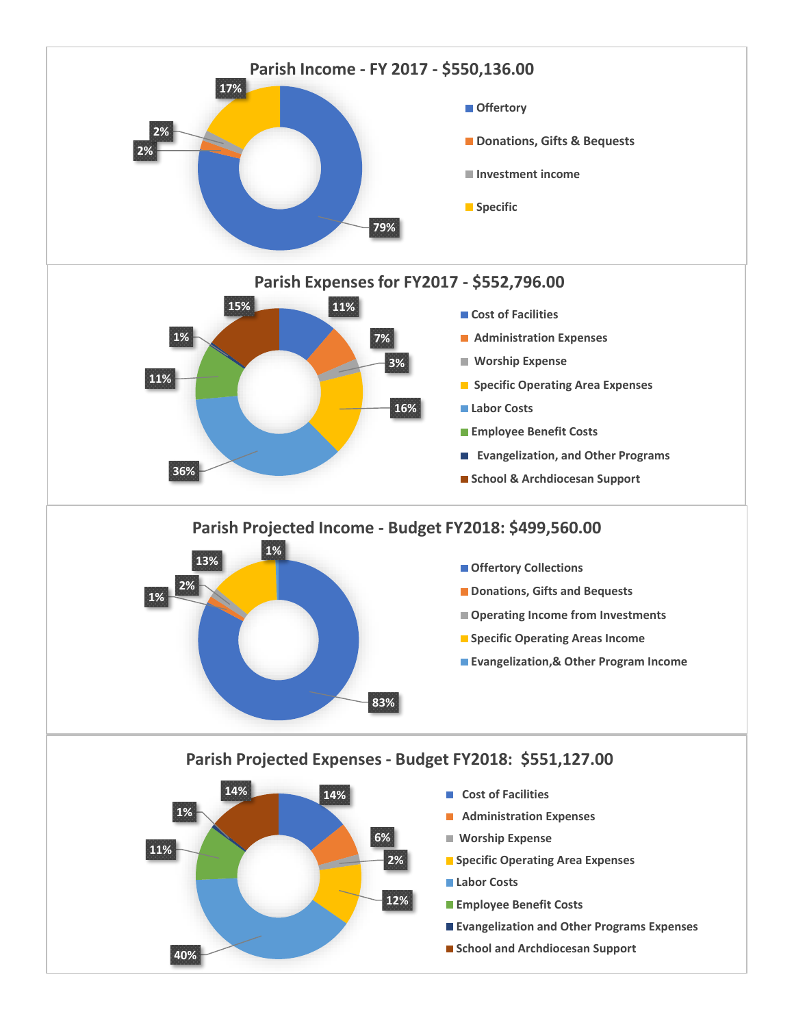## Parish Income - FY 2017 - $550,136.00

| Category | Percentage |
|---|---|
| Offertory | 79% |
| Donations, Gifts & Bequests | 2% |
| Investment income | 2% |
| Specific | 17% |

## Parish Expenses for FY2017 - $552,796.00

| Category | Percentage |
|---|---|
| Cost of Facilities | 11% |
| Administration Expenses | 7% |
| Worship Expense | 3% |
| Specific Operating Area Expenses | 16% |
| Labor Costs | 36% |
| Employee Benefit Costs | 11% |
| Evangelization, and Other Programs | 1% |
| School & Archdiocesan Support | 15% |

## Parish Projected Income - Budget FY2018: $499,560.00

| Category | Percentage |
|---|---|
| Offertory Collections | 83% |
| Donations, Gifts and Bequests | 1% |
| Operating Income from Investments | 2% |
| Specific Operating Areas Income | 13% |
| Evangelization,& Other Program Income | 1% |

## Parish Projected Expenses - Budget FY2018: $551,127.00

| Category | Percentage |
|---|---|
| Cost of Facilities | 14% |
| Administration Expenses | 6% |
| Worship Expense | 2% |
| Specific Operating Area Expenses | 12% |
| Labor Costs | 40% |
| Employee Benefit Costs | 11% |
| Evangelization and Other Programs Expenses | 1% |
| School and Archdiocesan Support | 14% |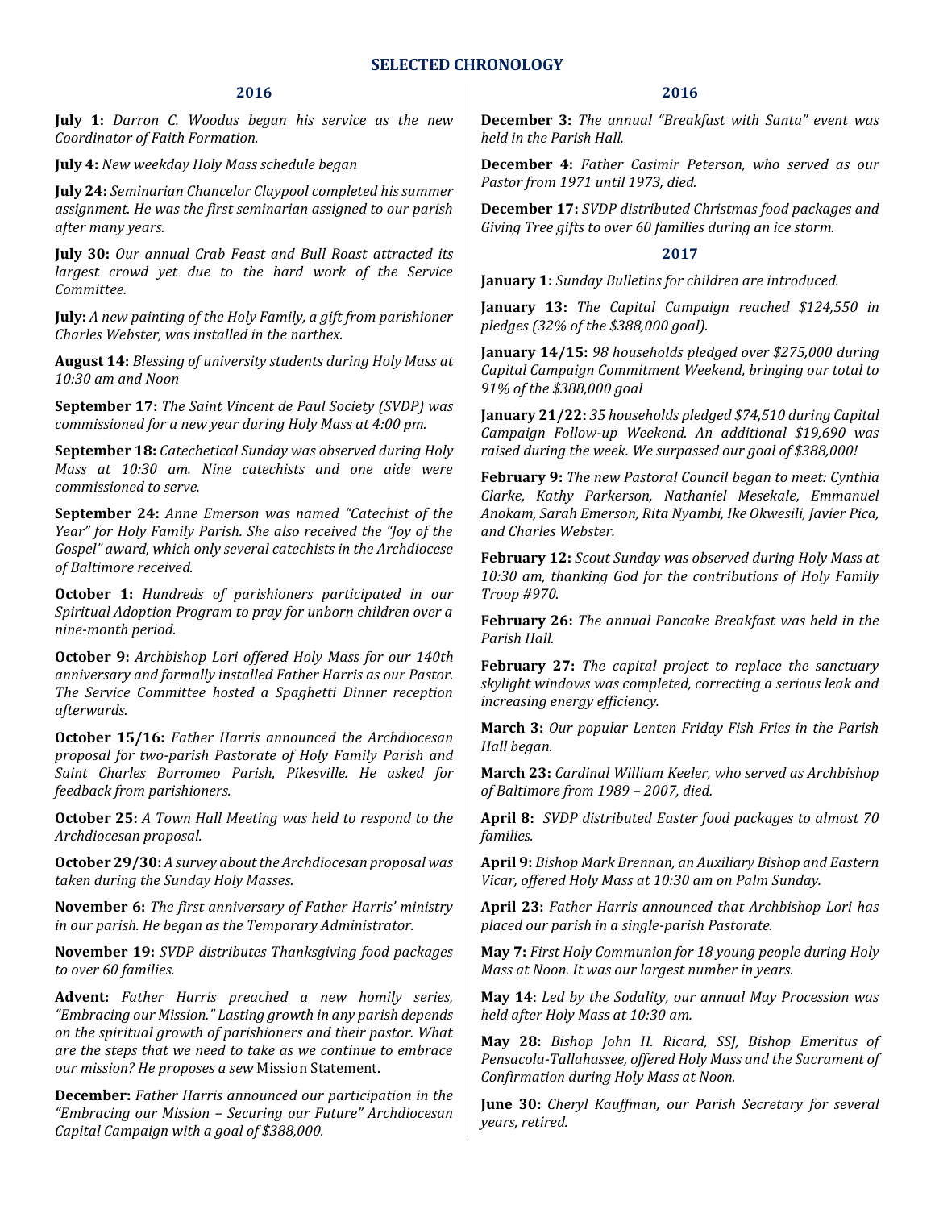## SELECTED CHRONOLOGY

### 2016

**July 1:** *Darron C. Woodus began his service as the new Coordinator of Faith Formation.*

**July 4:** *New weekday Holy Mass schedule began*

**July 24:** *Seminarian Chancelor Claypool completed his summer assignment. He was the first seminarian assigned to our parish after many years.*

**July 30:** *Our annual Crab Feast and Bull Roast attracted its largest crowd yet due to the hard work of the Service Committee.*

**July:** *A new painting of the Holy Family, a gift from parishioner Charles Webster, was installed in the narthex.*

**August 14:** *Blessing of university students during Holy Mass at 10:30 am and Noon*

**September 17:** *The Saint Vincent de Paul Society (SVDP) was commissioned for a new year during Holy Mass at 4:00 pm.*

**September 18:** *Catechetical Sunday was observed during Holy Mass at 10:30 am. Nine catechists and one aide were commissioned to serve.*

**September 24:** *Anne Emerson was named "Catechist of the Year" for Holy Family Parish. She also received the "Joy of the Gospel" award, which only several catechists in the Archdiocese of Baltimore received.*

**October 1:** *Hundreds of parishioners participated in our Spiritual Adoption Program to pray for unborn children over a nine-month period.*

**October 9:** *Archbishop Lori offered Holy Mass for our 140th anniversary and formally installed Father Harris as our Pastor. The Service Committee hosted a Spaghetti Dinner reception afterwards.*

**October 15/16:** *Father Harris announced the Archdiocesan proposal for two-parish Pastorate of Holy Family Parish and Saint Charles Borromeo Parish, Pikesville. He asked for feedback from parishioners.*

**October 25:** *A Town Hall Meeting was held to respond to the Archdiocesan proposal.*

**October 29/30:** *A survey about the Archdiocesan proposal was taken during the Sunday Holy Masses.*

**November 6:** *The first anniversary of Father Harris' ministry in our parish. He began as the Temporary Administrator.*

**November 19:** *SVDP distributes Thanksgiving food packages to over 60 families.*

**Advent:** *Father Harris preached a new homily series, "Embracing our Mission." Lasting growth in any parish depends on the spiritual growth of parishioners and their pastor. What are the steps that we need to take as we continue to embrace our mission? He proposes a sew* Mission Statement.

**December:** *Father Harris announced our participation in the "Embracing our Mission – Securing our Future" Archdiocesan Capital Campaign with a goal of $388,000.*

**December 3:** *The annual "Breakfast with Santa" event was held in the Parish Hall.*

**December 4:** *Father Casimir Peterson, who served as our Pastor from 1971 until 1973, died.*

**December 17:** *SVDP distributed Christmas food packages and Giving Tree gifts to over 60 families during an ice storm.*

### 2017

**January 1:** *Sunday Bulletins for children are introduced.*

**January 13:** *The Capital Campaign reached $124,550 in pledges (32% of the $388,000 goal).*

**January 14/15:** *98 households pledged over $275,000 during Capital Campaign Commitment Weekend, bringing our total to 91% of the $388,000 goal*

**January 21/22:** *35 households pledged $74,510 during Capital Campaign Follow-up Weekend. An additional $19,690 was raised during the week. We surpassed our goal of $388,000!*

**February 9:** *The new Pastoral Council began to meet: Cynthia Clarke, Kathy Parkerson, Nathaniel Mesekale, Emmanuel Anokam, Sarah Emerson, Rita Nyambi, Ike Okwesili, Javier Pica, and Charles Webster.*

**February 12:** *Scout Sunday was observed during Holy Mass at 10:30 am, thanking God for the contributions of Holy Family Troop #970.*

**February 26:** *The annual Pancake Breakfast was held in the Parish Hall.*

**February 27:** *The capital project to replace the sanctuary skylight windows was completed, correcting a serious leak and increasing energy efficiency.*

**March 3:** *Our popular Lenten Friday Fish Fries in the Parish Hall began.*

**March 23:** *Cardinal William Keeler, who served as Archbishop of Baltimore from 1989 – 2007, died.*

**April 8:** *SVDP distributed Easter food packages to almost 70 families.*

**April 9:** *Bishop Mark Brennan, an Auxiliary Bishop and Eastern Vicar, offered Holy Mass at 10:30 am on Palm Sunday.*

**April 23:** *Father Harris announced that Archbishop Lori has placed our parish in a single-parish Pastorate.*

**May 7:** *First Holy Communion for 18 young people during Holy Mass at Noon. It was our largest number in years.*

**May 14**: *Led by the Sodality, our annual May Procession was held after Holy Mass at 10:30 am.*

**May 28:** *Bishop John H. Ricard, SSJ, Bishop Emeritus of Pensacola-Tallahassee, offered Holy Mass and the Sacrament of Confirmation during Holy Mass at Noon.*

**June 30:** *Cheryl Kauffman, our Parish Secretary for several years, retired.*